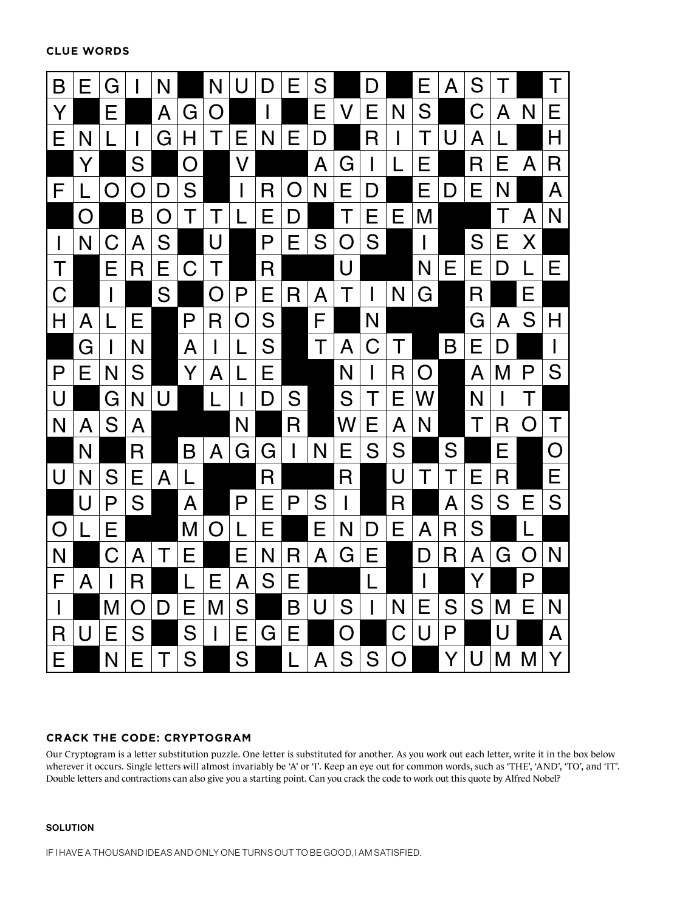**CLUE WORDS**

| | | | | | | | | | | | | | | | | | | | |
|---|---|---|---|---|---|---|---|---|---|---|---|---|---|---|---|---|---|---|---|
| B | E | G | I | N | | N | U | D | E | S | | D | | E | A | S | T | | T |
| Y | | E | | A | G | O | | I | | E | V | E | N | S | | C | A | N | E |
| E | N | L | I | G | H | T | E | N | E | D | | R | I | T | U | A | L | | H |
| | Y | | S | | O | | V | | | A | G | I | L | E | | R | E | A | R |
| F | L | O | O | D | S | | I | R | O | N | E | D | | E | D | E | N | | A |
| | O | | B | O | T | T | L | E | D | | T | E | E | M | | | T | A | N |
| I | N | C | A | S | | U | | P | E | S | O | S | | I | | S | E | X | |
| T | | E | R | E | C | T | | R | | | U | | | N | E | E | D | L | E |
| C | | I | | S | | O | P | E | R | A | T | I | N | G | | R | | E | |
| H | A | L | E | | P | R | O | S | | F | | N | | | | G | A | S | H |
| | G | I | N | | A | I | L | S | | T | A | C | T | | B | E | D | | I |
| P | E | N | S | | Y | A | L | E | | | N | I | R | O | | A | M | P | S |
| U | | G | N | U | | L | I | D | S | | S | T | E | W | | N | I | T | |
| N | A | S | A | | | | N | | R | | W | E | A | N | | T | R | O | T |
| | N | | R | | B | A | G | G | I | N | E | S | S | | S | | E | | O |
| U | N | S | E | A | L | | | R | | | R | | U | T | T | E | R | | E |
| | U | P | S | | A | | P | E | P | S | I | | R | | A | S | S | E | S |
| O | L | E | | | M | O | L | E | | E | N | D | E | A | R | S | | L | |
| N | | C | A | T | E | | E | N | R | A | G | E | | D | R | A | G | O | N |
| F | A | I | R | | L | E | A | S | E | | | L | | I | | Y | | P | |
| I | | M | O | D | E | M | S | | B | U | S | I | N | E | S | S | M | E | N |
| R | U | E | S | | S | I | E | G | E | | O | | C | U | P | | U | | A |
| E | | N | E | T | S | | S | | L | A | S | S | O | | Y | U | M | M | Y |

**CRACK THE CODE: CRYPTOGRAM**

Our Cryptogram is a letter substitution puzzle. One letter is substituted for another. As you work out each letter, write it in the box below wherever it occurs. Single letters will almost invariably be 'A' or 'I'. Keep an eye out for common words, such as 'THE', 'AND', 'TO', and 'IT'. Double letters and contractions can also give you a starting point. Can you crack the code to work out this quote by Alfred Nobel?

**SOLUTION**

IF I HAVE A THOUSAND IDEAS AND ONLY ONE TURNS OUT TO BE GOOD, I AM SATISFIED.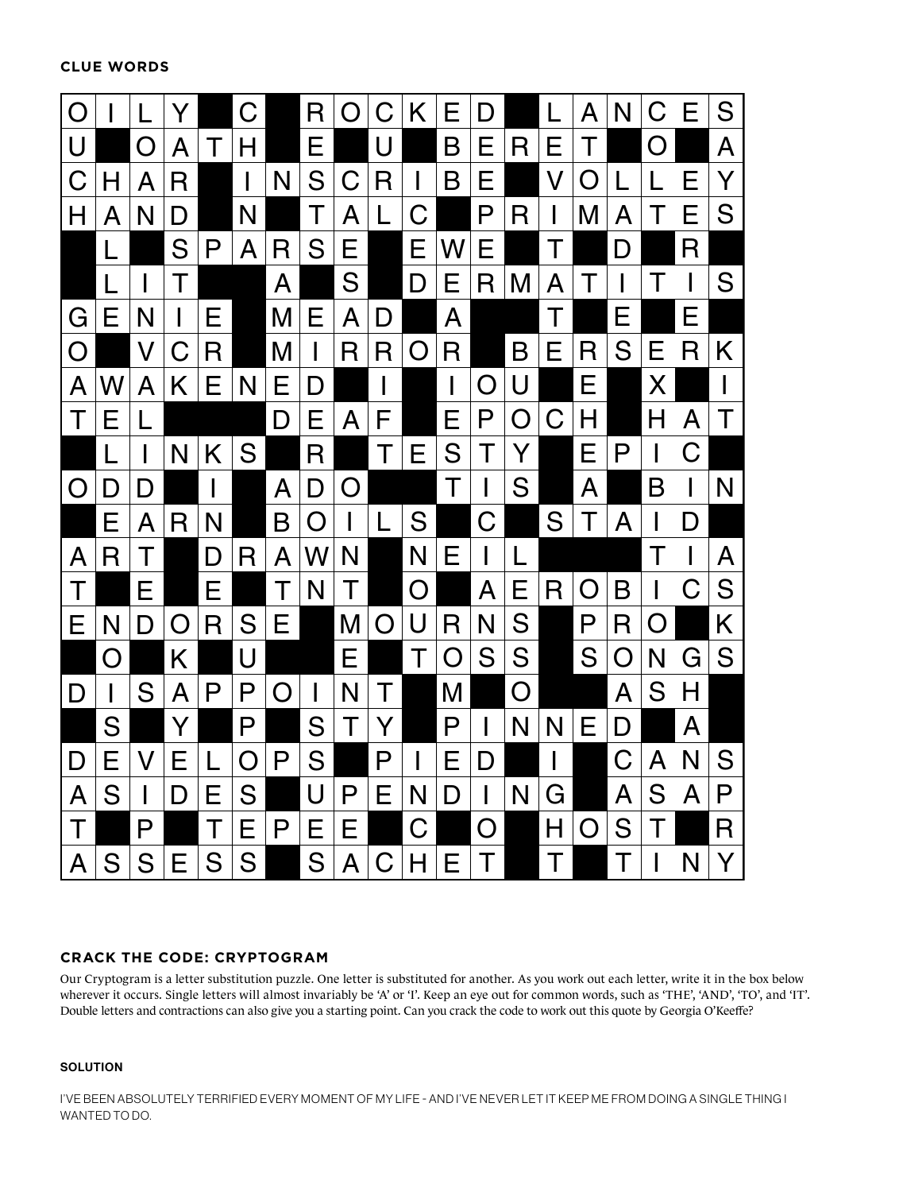**CLUE WORDS**

| | | | | | | | | | | | | | | | | | | | |
|---|---|---|---|---|---|---|---|---|---|---|---|---|---|---|---|---|---|---|---|
| O | I | L | Y | | C | | R | O | C | K | E | D | | L | A | N | C | E | S |
| U | | O | A | T | H | | E | | U | | B | E | R | E | T | | O | | A |
| C | H | A | R | | I | N | S | C | R | I | B | E | | V | O | L | L | E | Y |
| H | A | N | D | | N | | T | A | L | C | | P | R | I | M | A | T | E | S |
| | L | | S | P | A | R | S | E | | E | W | E | | T | | D | | R | |
| | L | I | T | | | A | | S | | D | E | R | M | A | T | I | T | I | S |
| G | E | N | I | E | | M | E | A | D | | A | | | T | | E | | E | |
| O | | V | C | R | | M | I | R | R | O | R | | B | E | R | S | E | R | K |
| A | W | A | K | E | N | E | D | | I | | I | O | U | | E | | X | | I |
| T | E | L | | | | D | E | A | F | | E | P | O | C | H | | H | A | T |
| | L | I | N | K | S | | R | | T | E | S | T | Y | | E | P | I | C | |
| O | D | D | | I | | A | D | O | | | T | I | S | | A | | B | I | N |
| | E | A | R | N | | B | O | I | L | S | | C | | S | T | A | I | D | |
| A | R | T | | D | R | A | W | N | | N | E | I | L | | | | T | I | A |
| T | | E | | E | | T | N | T | | O | | A | E | R | O | B | I | C | S |
| E | N | D | O | R | S | E | | M | O | U | R | N | S | | P | R | O | | K |
| | O | | K | | U | | | E | | T | O | S | S | | S | O | N | G | S |
| D | I | S | A | P | P | O | I | N | T | | M | | O | | | A | S | H | |
| | S | | Y | | P | | S | T | Y | | P | I | N | N | E | D | | A | |
| D | E | V | E | L | O | P | S | | P | I | E | D | | I | | C | A | N | S |
| A | S | I | D | E | S | | U | P | E | N | D | I | N | G | | A | S | A | P |
| T | | P | | T | E | P | E | E | | C | | O | | H | O | S | T | | R |
| A | S | S | E | S | S | | S | A | C | H | E | T | | T | | T | I | N | Y |

**CRACK THE CODE: CRYPTOGRAM**

Our Cryptogram is a letter substitution puzzle. One letter is substituted for another. As you work out each letter, write it in the box below wherever it occurs. Single letters will almost invariably be 'A' or 'I'. Keep an eye out for common words, such as 'THE', 'AND', 'TO', and 'IT'. Double letters and contractions can also give you a starting point. Can you crack the code to work out this quote by Georgia O'Keeffe?

**SOLUTION**

I'VE BEEN ABSOLUTELY TERRIFIED EVERY MOMENT OF MY LIFE - AND I'VE NEVER LET IT KEEP ME FROM DOING A SINGLE THING I WANTED TO DO.